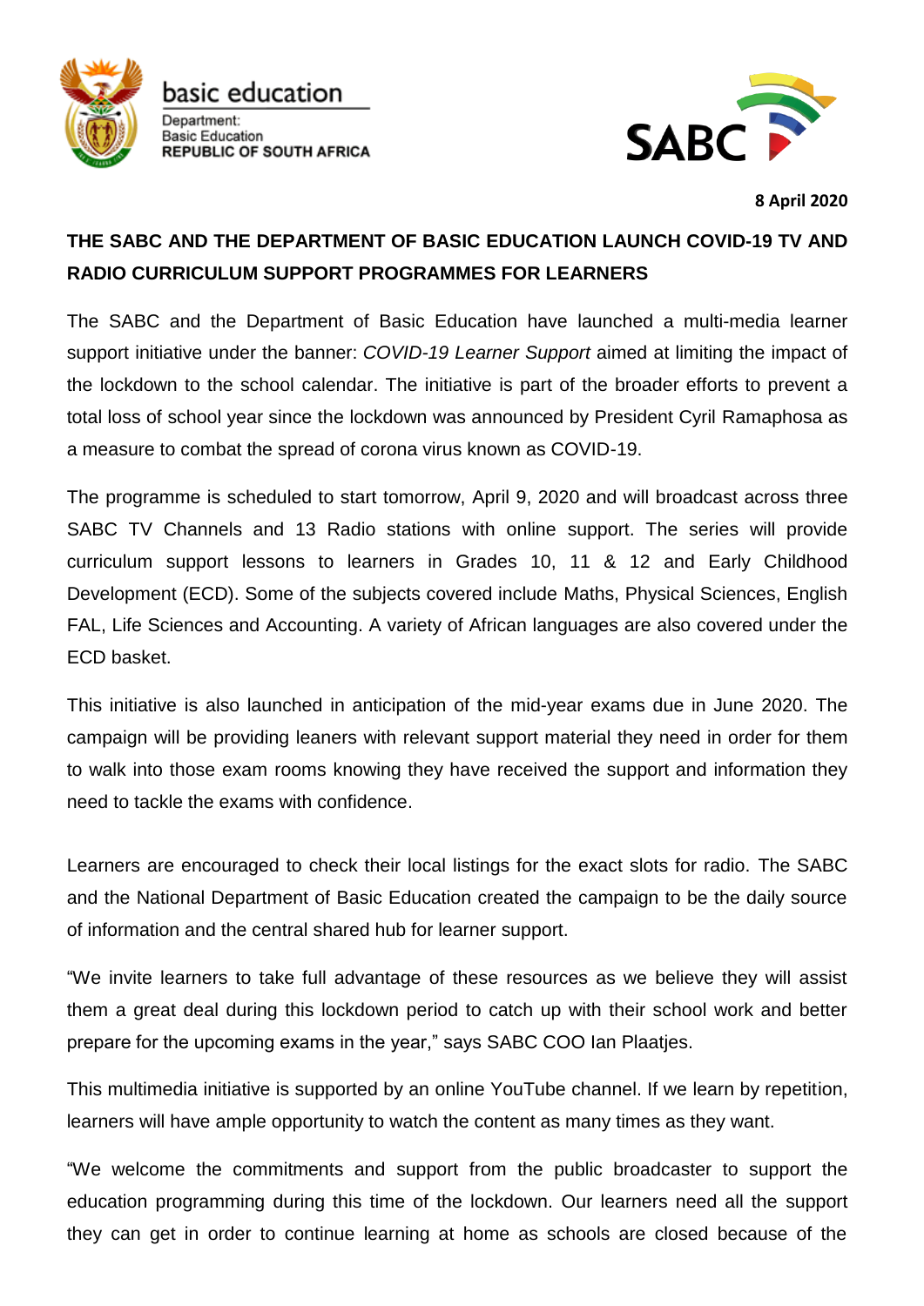basic education

Department:
Basic Education
**REPUBLIC OF SOUTH AFRICA**

SABC

**8 April 2020**

**THE SABC AND THE DEPARTMENT OF BASIC EDUCATION LAUNCH COVID-19 TV AND RADIO CURRICULUM SUPPORT PROGRAMMES FOR LEARNERS**

The SABC and the Department of Basic Education have launched a multi-media learner support initiative under the banner: *COVID-19 Learner Support* aimed at limiting the impact of the lockdown to the school calendar. The initiative is part of the broader efforts to prevent a total loss of school year since the lockdown was announced by President Cyril Ramaphosa as a measure to combat the spread of corona virus known as COVID-19.

The programme is scheduled to start tomorrow, April 9, 2020 and will broadcast across three SABC TV Channels and 13 Radio stations with online support. The series will provide curriculum support lessons to learners in Grades 10, 11 & 12 and Early Childhood Development (ECD). Some of the subjects covered include Maths, Physical Sciences, English FAL, Life Sciences and Accounting. A variety of African languages are also covered under the ECD basket.

This initiative is also launched in anticipation of the mid-year exams due in June 2020. The campaign will be providing leaners with relevant support material they need in order for them to walk into those exam rooms knowing they have received the support and information they need to tackle the exams with confidence.

Learners are encouraged to check their local listings for the exact slots for radio. The SABC and the National Department of Basic Education created the campaign to be the daily source of information and the central shared hub for learner support.

"We invite learners to take full advantage of these resources as we believe they will assist them a great deal during this lockdown period to catch up with their school work and better prepare for the upcoming exams in the year," says SABC COO Ian Plaatjes.

This multimedia initiative is supported by an online YouTube channel. If we learn by repetition, learners will have ample opportunity to watch the content as many times as they want.

"We welcome the commitments and support from the public broadcaster to support the education programming during this time of the lockdown. Our learners need all the support they can get in order to continue learning at home as schools are closed because of the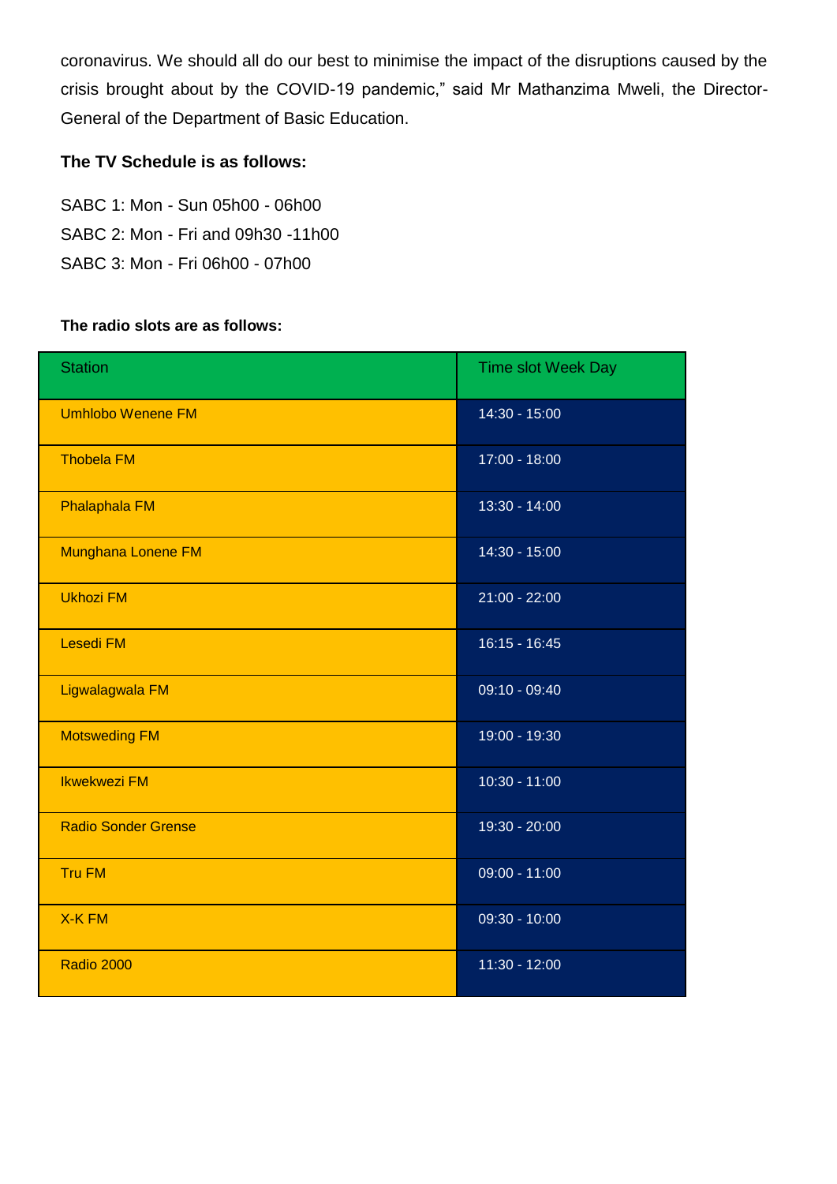coronavirus. We should all do our best to minimise the impact of the disruptions caused by the crisis brought about by the COVID-19 pandemic," said Mr Mathanzima Mweli, the Director-General of the Department of Basic Education.

**The TV Schedule is as follows:**

SABC 1: Mon - Sun 05h00 - 06h00
SABC 2: Mon - Fri and 09h30 -11h00
SABC 3: Mon - Fri 06h00 - 07h00

**The radio slots are as follows:**

| Station | Time slot Week Day |
|---|---|
| Umhlobo Wenene FM | 14:30 - 15:00 |
| Thobela FM | 17:00 - 18:00 |
| Phalaphala FM | 13:30 - 14:00 |
| Munghana Lonene FM | 14:30 - 15:00 |
| Ukhozi FM | 21:00 - 22:00 |
| Lesedi FM | 16:15 - 16:45 |
| Ligwalagwala FM | 09:10 - 09:40 |
| Motsweding FM | 19:00 - 19:30 |
| Ikwekwezi FM | 10:30 - 11:00 |
| Radio Sonder Grense | 19:30 - 20:00 |
| Tru FM | 09:00 - 11:00 |
| X-K FM | 09:30 - 10:00 |
| Radio 2000 | 11:30 - 12:00 |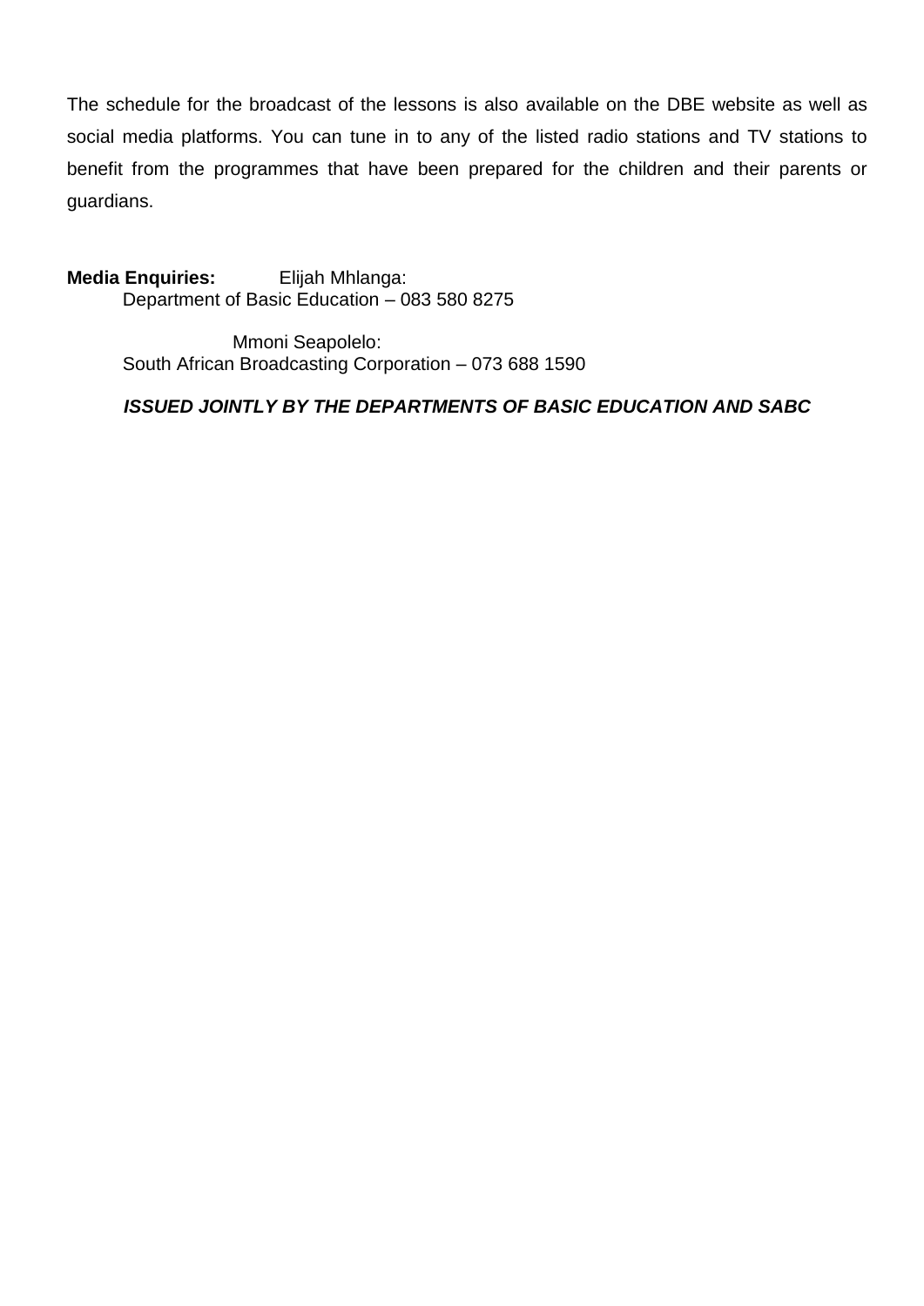The schedule for the broadcast of the lessons is also available on the DBE website as well as social media platforms. You can tune in to any of the listed radio stations and TV stations to benefit from the programmes that have been prepared for the children and their parents or guardians.

**Media Enquiries:** Elijah Mhlanga:
Department of Basic Education – 083 580 8275

Mmoni Seapolelo:
South African Broadcasting Corporation – 073 688 1590

***ISSUED JOINTLY BY THE DEPARTMENTS OF BASIC EDUCATION AND SABC***